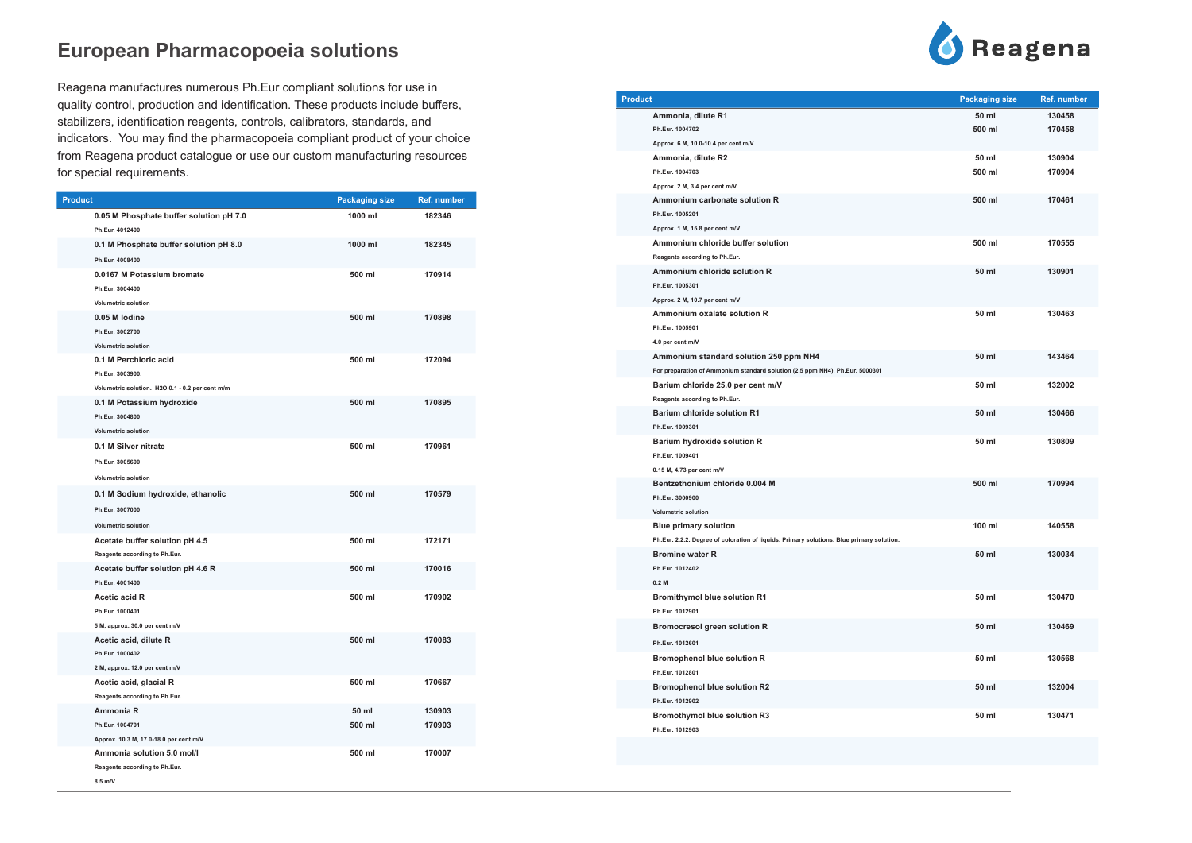# European Pharmacopoeia solutions

Reagena manufactures numerous Ph.Eur compliant solutions for use in quality control, production and identification. These products include buffers, stabilizers, identification reagents, controls, calibrators, standards, and indicators. You may find the pharmacopoeia compliant product of your choice from Reagena product catalogue or use our custom manufacturing resources for special requirements.

| Product | Packaging size | Ref. number |
|---|---|---|
| **0.05 M Phosphate buffer solution pH 7.0**<br>Ph.Eur. 4012400 | 1000 ml | 182346 |
| **0.1 M Phosphate buffer solution pH 8.0**<br>Ph.Eur. 4008400 | 1000 ml | 182345 |
| **0.0167 M Potassium bromate**<br>Ph.Eur. 3004400<br>Volumetric solution | 500 ml | 170914 |
| **0.05 M Iodine**<br>Ph.Eur. 3002700<br>Volumetric solution | 500 ml | 170898 |
| **0.1 M Perchloric acid**<br>Ph.Eur. 3003900.<br>Volumetric solution. $H_2O$ 0.1 - 0.2 per cent m/m | 500 ml | 172094 |
| **0.1 M Potassium hydroxide**<br>Ph.Eur. 3004800<br>Volumetric solution | 500 ml | 170895 |
| **0.1 M Silver nitrate**<br>Ph.Eur. 3005600<br>Volumetric solution | 500 ml | 170961 |
| **0.1 M Sodium hydroxide, ethanolic**<br>Ph.Eur. 3007000<br>Volumetric solution | 500 ml | 170579 |
| **Acetate buffer solution pH 4.5**<br>Reagents according to Ph.Eur. | 500 ml | 172171 |
| **Acetate buffer solution pH 4.6 R**<br>Ph.Eur. 4001400 | 500 ml | 170016 |
| **Acetic acid R**<br>Ph.Eur. 1000401<br>5 M, approx. 30.0 per cent m/V | 500 ml | 170902 |
| **Acetic acid, dilute R**<br>Ph.Eur. 1000402<br>2 M, approx. 12.0 per cent m/V | 500 ml | 170083 |
| **Acetic acid, glacial R**<br>Reagents according to Ph.Eur. | 500 ml | 170667 |
| **Ammonia R**<br>Ph.Eur. 1004701<br>Approx. 10.3 M, 17.0-18.0 per cent m/V | 50 ml<br>500 ml | 130903<br>170903 |
| **Ammonia solution 5.0 mol/l**<br>Reagents according to Ph.Eur.<br>8.5 m/V | 500 ml | 170007 |
| **Ammonia, dilute R1**<br>Ph.Eur. 1004702<br>Approx. 6 M, 10.0-10.4 per cent m/V | 50 ml<br>500 ml | 130458<br>170458 |
| **Ammonia, dilute R2**<br>Ph.Eur. 1004703<br>Approx. 2 M, 3.4 per cent m/V | 50 ml<br>500 ml | 130904<br>170904 |
| **Ammonium carbonate solution R**<br>Ph.Eur. 1005201<br>Approx. 1 M, 15.8 per cent m/V | 500 ml | 170461 |
| **Ammonium chloride buffer solution**<br>Reagents according to Ph.Eur. | 500 ml | 170555 |
| **Ammonium chloride solution R**<br>Ph.Eur. 1005301<br>Approx. 2 M, 10.7 per cent m/V | 50 ml | 130901 |
| **Ammonium oxalate solution R**<br>Ph.Eur. 1005901<br>4.0 per cent m/V | 50 ml | 130463 |
| **Ammonium standard solution 250 ppm $NH_4$**<br>For preparation of Ammonium standard solution (2.5 ppm $NH_4$), Ph.Eur. 5000301 | 50 ml | 143464 |
| **Barium chloride 25.0 per cent m/V**<br>Reagents according to Ph.Eur. | 50 ml | 132002 |
| **Barium chloride solution R1**<br>Ph.Eur. 1009301 | 50 ml | 130466 |
| **Barium hydroxide solution R**<br>Ph.Eur. 1009401<br>0.15 M, 4.73 per cent m/V | 50 ml | 130809 |
| **Bentzethonium chloride 0.004 M**<br>Ph.Eur. 3000900<br>Volumetric solution | 500 ml | 170994 |
| **Blue primary solution**<br>Ph.Eur. 2.2.2. Degree of coloration of liquids. Primary solutions. Blue primary solution. | 100 ml | 140558 |
| **Bromine water R**<br>Ph.Eur. 1012402<br>0.2 M | 50 ml | 130034 |
| **Bromithymol blue solution R1**<br>Ph.Eur. 1012901 | 50 ml | 130470 |
| **Bromocresol green solution R**<br>Ph.Eur. 1012601 | 50 ml | 130469 |
| **Bromophenol blue solution R**<br>Ph.Eur. 1012801 | 50 ml | 130568 |
| **Bromophenol blue solution R2**<br>Ph.Eur. 1012902 | 50 ml | 132004 |
| **Bromothymol blue solution R3**<br>Ph.Eur. 1012903 | 50 ml | 130471 |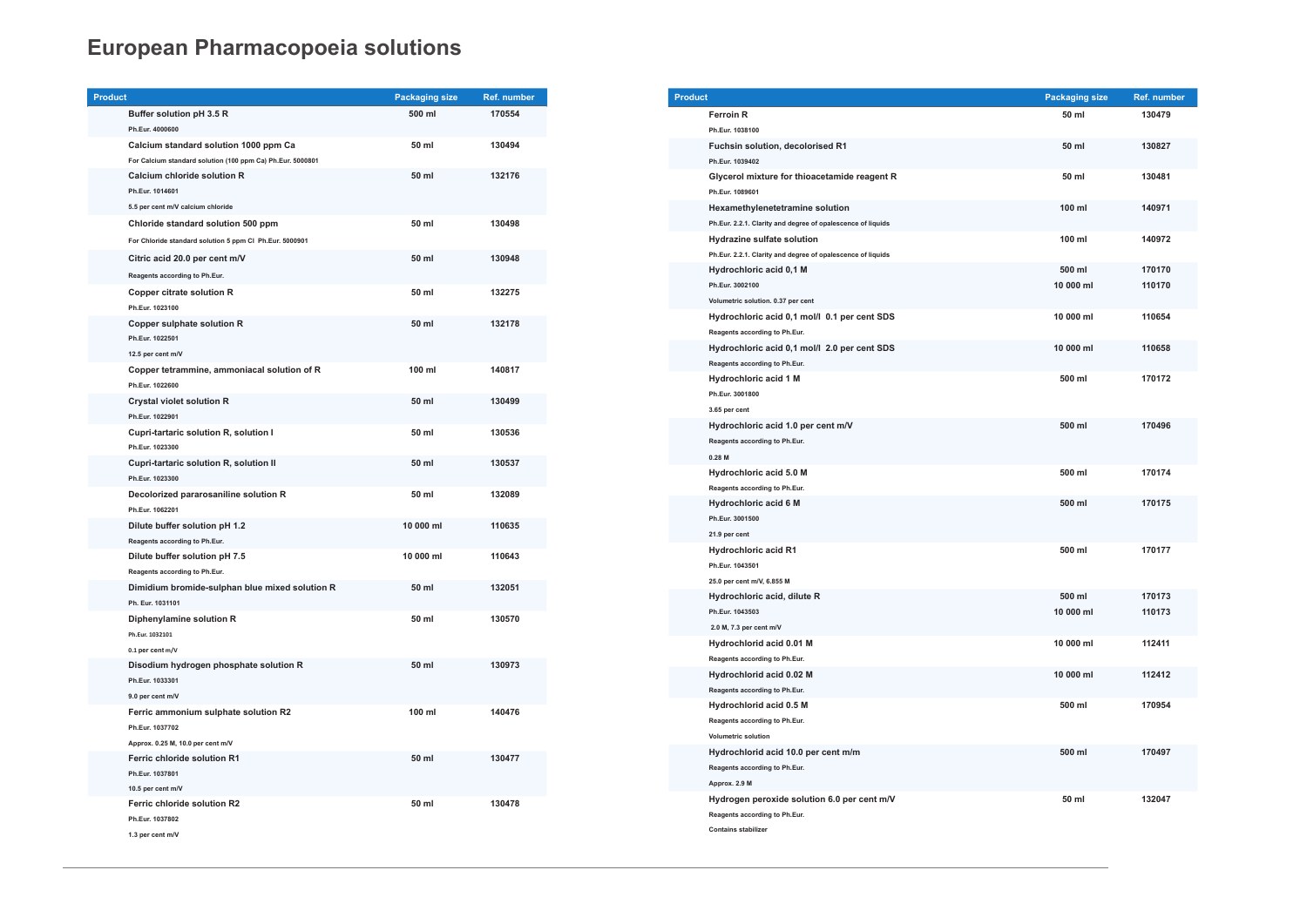# European Pharmacopoeia solutions

| Product | Packaging size | Ref. number |
|---|---|---|
| **Buffer solution pH 3.5 R**<br>Ph.Eur. 4000600 | 500 ml | 170554 |
| **Calcium standard solution 1000 ppm Ca**<br>For Calcium standard solution (100 ppm Ca) Ph.Eur. 5000801 | 50 ml | 130494 |
| **Calcium chloride solution R**<br>Ph.Eur. 1014601<br>5.5 per cent m/V calcium chloride | 50 ml | 132176 |
| **Chloride standard solution 500 ppm**<br>For Chloride standard solution 5 ppm Cl Ph.Eur. 5000901 | 50 ml | 130498 |
| **Citric acid 20.0 per cent m/V**<br>Reagents according to Ph.Eur. | 50 ml | 130948 |
| **Copper citrate solution R**<br>Ph.Eur. 1023100 | 50 ml | 132275 |
| **Copper sulphate solution R**<br>Ph.Eur. 1022501<br>12.5 per cent m/V | 50 ml | 132178 |
| **Copper tetrammine, ammoniacal solution of R**<br>Ph.Eur. 1022600 | 100 ml | 140817 |
| **Crystal violet solution R**<br>Ph.Eur. 1022901 | 50 ml | 130499 |
| **Cupri-tartaric solution R, solution I**<br>Ph.Eur. 1023300 | 50 ml | 130536 |
| **Cupri-tartaric solution R, solution II**<br>Ph.Eur. 1023300 | 50 ml | 130537 |
| **Decolorized pararosaniline solution R**<br>Ph.Eur. 1062201 | 50 ml | 132089 |
| **Dilute buffer solution pH 1.2**<br>Reagents according to Ph.Eur. | 10 000 ml | 110635 |
| **Dilute buffer solution pH 7.5**<br>Reagents according to Ph.Eur. | 10 000 ml | 110643 |
| **Dimidium bromide-sulphan blue mixed solution R**<br>Ph. Eur. 1031101 | 50 ml | 132051 |
| **Diphenylamine solution R**<br>Ph.Eur. 1032101<br>0.1 per cent m/V | 50 ml | 130570 |
| **Disodium hydrogen phosphate solution R**<br>Ph.Eur. 1033301<br>9.0 per cent m/V | 50 ml | 130973 |
| **Ferric ammonium sulphate solution R2**<br>Ph.Eur. 1037702<br>Approx. 0.25 M, 10.0 per cent m/V | 100 ml | 140476 |
| **Ferric chloride solution R1**<br>Ph.Eur. 1037801<br>10.5 per cent m/V | 50 ml | 130477 |
| **Ferric chloride solution R2**<br>Ph.Eur. 1037802<br>1.3 per cent m/V | 50 ml | 130478 |
| **Ferroin R**<br>Ph.Eur. 1038100 | 50 ml | 130479 |
| **Fuchsin solution, decolorised R1**<br>Ph.Eur. 1039402 | 50 ml | 130827 |
| **Glycerol mixture for thioacetamide reagent R**<br>Ph.Eur. 1089601 | 50 ml | 130481 |
| **Hexamethylenetetramine solution**<br>Ph.Eur. 2.2.1. Clarity and degree of opalescence of liquids | 100 ml | 140971 |
| **Hydrazine sulfate solution**<br>Ph.Eur. 2.2.1. Clarity and degree of opalescence of liquids | 100 ml | 140972 |
| **Hydrochloric acid 0,1 M**<br>Ph.Eur. 3002100<br>Volumetric solution. 0.37 per cent | 500 ml<br>10 000 ml | 170170<br>110170 |
| **Hydrochloric acid 0,1 mol/l 0.1 per cent SDS**<br>Reagents according to Ph.Eur. | 10 000 ml | 110654 |
| **Hydrochloric acid 0,1 mol/l 2.0 per cent SDS**<br>Reagents according to Ph.Eur. | 10 000 ml | 110658 |
| **Hydrochloric acid 1 M**<br>Ph.Eur. 3001800<br>3.65 per cent | 500 ml | 170172 |
| **Hydrochloric acid 1.0 per cent m/V**<br>Reagents according to Ph.Eur.<br>0.28 M | 500 ml | 170496 |
| **Hydrochloric acid 5.0 M**<br>Reagents according to Ph.Eur. | 500 ml | 170174 |
| **Hydrochloric acid 6 M**<br>Ph.Eur. 3001500<br>21.9 per cent | 500 ml | 170175 |
| **Hydrochloric acid R1**<br>Ph.Eur. 1043501<br>25.0 per cent m/V, 6.855 M | 500 ml | 170177 |
| **Hydrochloric acid, dilute R**<br>Ph.Eur. 1043503<br>2.0 M, 7.3 per cent m/V | 500 ml<br>10 000 ml | 170173<br>110173 |
| **Hydrochlorid acid 0.01 M**<br>Reagents according to Ph.Eur. | 10 000 ml | 112411 |
| **Hydrochlorid acid 0.02 M**<br>Reagents according to Ph.Eur. | 10 000 ml | 112412 |
| **Hydrochlorid acid 0.5 M**<br>Reagents according to Ph.Eur.<br>Volumetric solution | 500 ml | 170954 |
| **Hydrochlorid acid 10.0 per cent m/m**<br>Reagents according to Ph.Eur.<br>Approx. 2.9 M | 500 ml | 170497 |
| **Hydrogen peroxide solution 6.0 per cent m/V**<br>Reagents according to Ph.Eur.<br>Contains stabilizer | 50 ml | 132047 |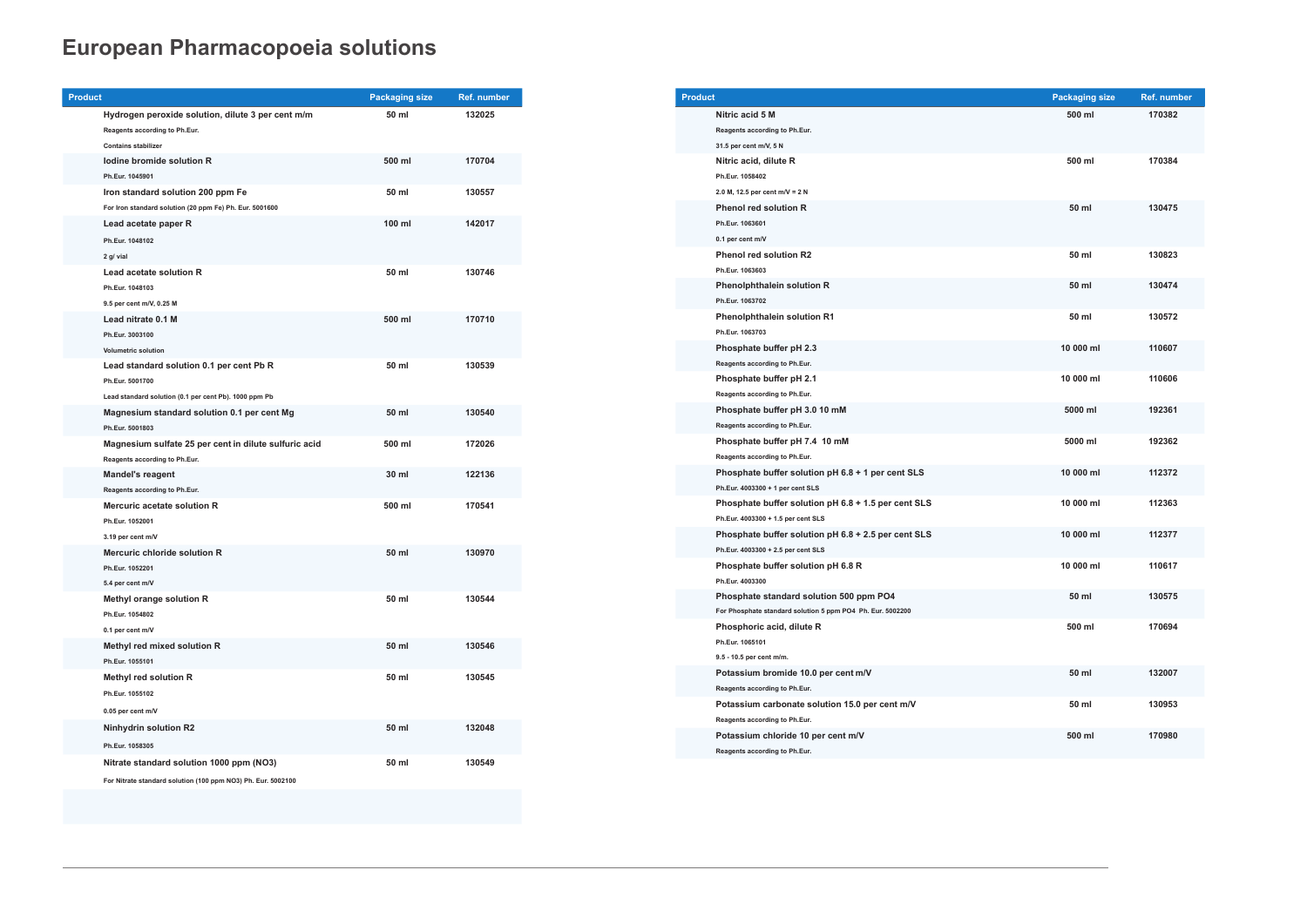# European Pharmacopoeia solutions

| Product | Packaging size | Ref. number |
|---|---|---|
| **Hydrogen peroxide solution, dilute 3 per cent m/m**<br>Reagents according to Ph.Eur.<br>Contains stabilizer | 50 ml | 132025 |
| **Iodine bromide solution R**<br>Ph.Eur. 1045901 | 500 ml | 170704 |
| **Iron standard solution 200 ppm Fe**<br>For Iron standard solution (20 ppm Fe) Ph. Eur. 5001600 | 50 ml | 130557 |
| **Lead acetate paper R**<br>Ph.Eur. 1048102<br>2 g/ vial | 100 ml | 142017 |
| **Lead acetate solution R**<br>Ph.Eur. 1048103<br>9.5 per cent m/V, 0.25 M | 50 ml | 130746 |
| **Lead nitrate 0.1 M**<br>Ph.Eur. 3003100<br>Volumetric solution | 500 ml | 170710 |
| **Lead standard solution 0.1 per cent Pb R**<br>Ph.Eur. 5001700<br>Lead standard solution (0.1 per cent Pb). 1000 ppm Pb | 50 ml | 130539 |
| **Magnesium standard solution 0.1 per cent Mg**<br>Ph.Eur. 5001803 | 50 ml | 130540 |
| **Magnesium sulfate 25 per cent in dilute sulfuric acid**<br>Reagents according to Ph.Eur. | 500 ml | 172026 |
| **Mandel's reagent**<br>Reagents according to Ph.Eur. | 30 ml | 122136 |
| **Mercuric acetate solution R**<br>Ph.Eur. 1052001<br>3.19 per cent m/V | 500 ml | 170541 |
| **Mercuric chloride solution R**<br>Ph.Eur. 1052201<br>5.4 per cent m/V | 50 ml | 130970 |
| **Methyl orange solution R**<br>Ph.Eur. 1054802<br>0.1 per cent m/V | 50 ml | 130544 |
| **Methyl red mixed solution R**<br>Ph.Eur. 1055101 | 50 ml | 130546 |
| **Methyl red solution R**<br>Ph.Eur. 1055102<br>0.05 per cent m/V | 50 ml | 130545 |
| **Ninhydrin solution R2**<br>Ph.Eur. 1058305 | 50 ml | 132048 |
| **Nitrate standard solution 1000 ppm (NO3)**<br>For Nitrate standard solution (100 ppm NO3) Ph. Eur. 5002100 | 50 ml | 130549 |

| Product | Packaging size | Ref. number |
|---|---|---|
| **Nitric acid 5 M**<br>Reagents according to Ph.Eur.<br>31.5 per cent m/V, 5 N | 500 ml | 170382 |
| **Nitric acid, dilute R**<br>Ph.Eur. 1058402<br>2.0 M, 12.5 per cent m/V = 2 N | 500 ml | 170384 |
| **Phenol red solution R**<br>Ph.Eur. 1063601<br>0.1 per cent m/V | 50 ml | 130475 |
| **Phenol red solution R2**<br>Ph.Eur. 1063603 | 50 ml | 130823 |
| **Phenolphthalein solution R**<br>Ph.Eur. 1063702 | 50 ml | 130474 |
| **Phenolphthalein solution R1**<br>Ph.Eur. 1063703 | 50 ml | 130572 |
| **Phosphate buffer pH 2.3**<br>Reagents according to Ph.Eur. | 10 000 ml | 110607 |
| **Phosphate buffer pH 2.1**<br>Reagents according to Ph.Eur. | 10 000 ml | 110606 |
| **Phosphate buffer pH 3.0 10 mM**<br>Reagents according to Ph.Eur. | 5000 ml | 192361 |
| **Phosphate buffer pH 7.4 10 mM**<br>Reagents according to Ph.Eur. | 5000 ml | 192362 |
| **Phosphate buffer solution pH 6.8 + 1 per cent SLS**<br>Ph.Eur. 4003300 + 1 per cent SLS | 10 000 ml | 112372 |
| **Phosphate buffer solution pH 6.8 + 1.5 per cent SLS**<br>Ph.Eur. 4003300 + 1.5 per cent SLS | 10 000 ml | 112363 |
| **Phosphate buffer solution pH 6.8 + 2.5 per cent SLS**<br>Ph.Eur. 4003300 + 2.5 per cent SLS | 10 000 ml | 112377 |
| **Phosphate buffer solution pH 6.8 R**<br>Ph.Eur. 4003300 | 10 000 ml | 110617 |
| **Phosphate standard solution 500 ppm PO4**<br>For Phosphate standard solution 5 ppm PO4 Ph. Eur. 5002200 | 50 ml | 130575 |
| **Phosphoric acid, dilute R**<br>Ph.Eur. 1065101<br>9.5 - 10.5 per cent m/m. | 500 ml | 170694 |
| **Potassium bromide 10.0 per cent m/V**<br>Reagents according to Ph.Eur. | 50 ml | 132007 |
| **Potassium carbonate solution 15.0 per cent m/V**<br>Reagents according to Ph.Eur. | 50 ml | 130953 |
| **Potassium chloride 10 per cent m/V**<br>Reagents according to Ph.Eur. | 500 ml | 170980 |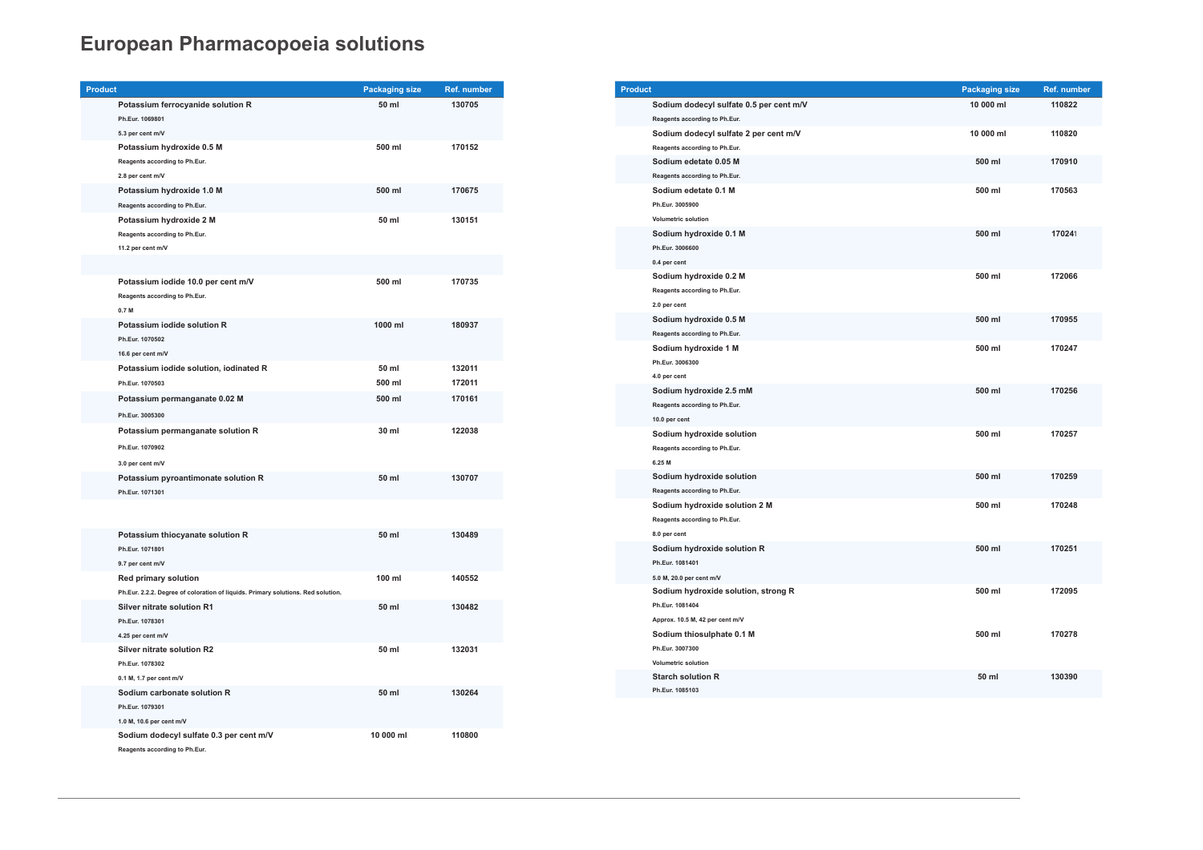# European Pharmacopoeia solutions

| Product | Packaging size | Ref. number |
|---|---|---|
| **Potassium ferrocyanide solution R**<br>Ph.Eur. 1069801<br>5.3 per cent m/V | 50 ml | 130705 |
| **Potassium hydroxide 0.5 M**<br>Reagents according to Ph.Eur.<br>2.8 per cent m/V | 500 ml | 170152 |
| **Potassium hydroxide 1.0 M**<br>Reagents according to Ph.Eur. | 500 ml | 170675 |
| **Potassium hydroxide 2 M**<br>Reagents according to Ph.Eur.<br>11.2 per cent m/V | 50 ml | 130151 |
| **Potassium iodide 10.0 per cent m/V**<br>Reagents according to Ph.Eur.<br>0.7 M | 500 ml | 170735 |
| **Potassium iodide solution R**<br>Ph.Eur. 1070502<br>16.6 per cent m/V | 1000 ml | 180937 |
| **Potassium iodide solution, iodinated R**<br>Ph.Eur. 1070503 | 50 ml<br>500 ml | 132011<br>172011 |
| **Potassium permanganate 0.02 M**<br>Ph.Eur. 3005300 | 500 ml | 170161 |
| **Potassium permanganate solution R**<br>Ph.Eur. 1070902<br>3.0 per cent m/V | 30 ml | 122038 |
| **Potassium pyroantimonate solution R**<br>Ph.Eur. 1071301 | 50 ml | 130707 |
| **Potassium thiocyanate solution R**<br>Ph.Eur. 1071801<br>9.7 per cent m/V | 50 ml | 130489 |
| **Red primary solution**<br>Ph.Eur. 2.2.2. Degree of coloration of liquids. Primary solutions. Red solution. | 100 ml | 140552 |
| **Silver nitrate solution R1**<br>Ph.Eur. 1078301<br>4.25 per cent m/V | 50 ml | 130482 |
| **Silver nitrate solution R2**<br>Ph.Eur. 1078302<br>0.1 M, 1.7 per cent m/V | 50 ml | 132031 |
| **Sodium carbonate solution R**<br>Ph.Eur. 1079301<br>1.0 M, 10.6 per cent m/V | 50 ml | 130264 |
| **Sodium dodecyl sulfate 0.3 per cent m/V**<br>Reagents according to Ph.Eur. | 10 000 ml | 110800 |

| Product | Packaging size | Ref. number |
|---|---|---|
| **Sodium dodecyl sulfate 0.5 per cent m/V**<br>Reagents according to Ph.Eur. | 10 000 ml | 110822 |
| **Sodium dodecyl sulfate 2 per cent m/V**<br>Reagents according to Ph.Eur. | 10 000 ml | 110820 |
| **Sodium edetate 0.05 M**<br>Reagents according to Ph.Eur. | 500 ml | 170910 |
| **Sodium edetate 0.1 M**<br>Ph.Eur. 3005900<br>Volumetric solution | 500 ml | 170563 |
| **Sodium hydroxide 0.1 M**<br>Ph.Eur. 3006600<br>0.4 per cent | 500 ml | 170241 |
| **Sodium hydroxide 0.2 M**<br>Reagents according to Ph.Eur.<br>2.0 per cent | 500 ml | 172066 |
| **Sodium hydroxide 0.5 M**<br>Reagents according to Ph.Eur. | 500 ml | 170955 |
| **Sodium hydroxide 1 M**<br>Ph.Eur. 3006300<br>4.0 per cent | 500 ml | 170247 |
| **Sodium hydroxide 2.5 mM**<br>Reagents according to Ph.Eur.<br>10.0 per cent | 500 ml | 170256 |
| **Sodium hydroxide solution**<br>Reagents according to Ph.Eur.<br>6.25 M | 500 ml | 170257 |
| **Sodium hydroxide solution**<br>Reagents according to Ph.Eur. | 500 ml | 170259 |
| **Sodium hydroxide solution 2 M**<br>Reagents according to Ph.Eur.<br>8.0 per cent | 500 ml | 170248 |
| **Sodium hydroxide solution R**<br>Ph.Eur. 1081401<br>5.0 M, 20.0 per cent m/V | 500 ml | 170251 |
| **Sodium hydroxide solution, strong R**<br>Ph.Eur. 1081404<br>Approx. 10.5 M, 42 per cent m/V | 500 ml | 172095 |
| **Sodium thiosulphate 0.1 M**<br>Ph.Eur. 3007300<br>Volumetric solution | 500 ml | 170278 |
| **Starch solution R**<br>Ph.Eur. 1085103 | 50 ml | 130390 |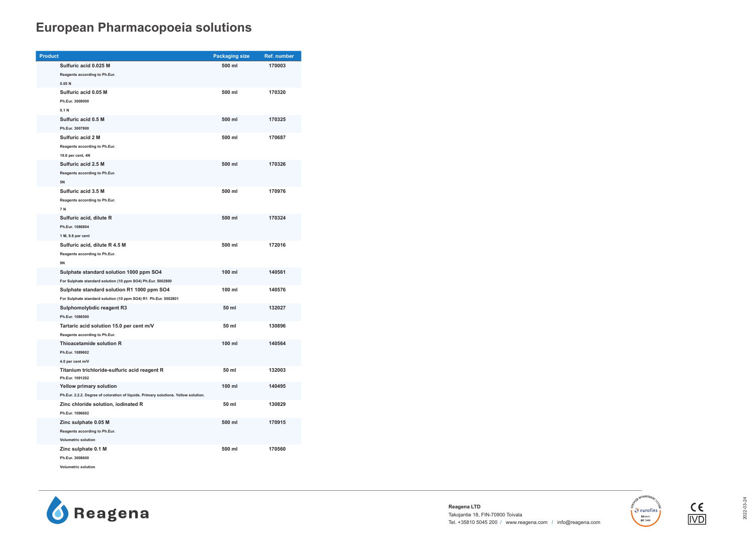# European Pharmacopoeia solutions

| Product | Packaging size | Ref. number |
|---|---|---|
| **Sulfuric acid 0.025 M**<br>Reagents according to Ph.Eur.<br>0.05 N | 500 ml | 170003 |
| **Sulfuric acid 0.05 M**<br>Ph.Eur. 3008000<br>0.1 N | 500 ml | 170320 |
| **Sulfuric acid 0.5 M**<br>Ph.Eur. 3007800 | 500 ml | 170325 |
| **Sulfuric acid 2 M**<br>Reagents according to Ph.Eur.<br>19.6 per cent, 4N | 500 ml | 170687 |
| **Sulfuric acid 2.5 M**<br>Reagents according to Ph.Eur.<br>5N | 500 ml | 170326 |
| **Sulfuric acid 3.5 M**<br>Reagents according to Ph.Eur.<br>7 N | 500 ml | 170976 |
| **Sulfuric acid, dilute R**<br>Ph.Eur. 1086804<br>1 M, 9.8 per cent | 500 ml | 170324 |
| **Sulfuric acid, dilute R 4.5 M**<br>Reagents according to Ph.Eur.<br>9N | 500 ml | 172016 |
| **Sulphate standard solution 1000 ppm SO4**<br>For Sulphate standard solution (10 ppm SO4) Ph.Eur. 5002800 | 100 ml | 140561 |
| **Sulphate standard solution R1 1000 ppm SO4**<br>For Sulphate standard solution (10 ppm SO4) R1 Ph.Eur. 5002801 | 100 ml | 140576 |
| **Sulphomolybdic reagent R3**<br>Ph.Eur. 1086500 | 50 ml | 132027 |
| **Tartaric acid solution 15.0 per cent m/V**<br>Reagents according to Ph.Eur. | 50 ml | 130896 |
| **Thioacetamide solution R**<br>Ph.Eur. 1089602<br>4.0 per cent m/V | 100 ml | 140564 |
| **Titanium trichloride-sulfuric acid reagent R**<br>Ph.Eur. 1091202 | 50 ml | 132003 |
| **Yellow primary solution**<br>Ph.Eur. 2.2.2. Degree of coloration of liquids. Primary solutions. Yellow solution. | 100 ml | 140495 |
| **Zinc chloride solution, iodinated R**<br>Ph.Eur. 1096602 | 50 ml | 130829 |
| **Zinc sulphate 0.05 M**<br>Reagents according to Ph.Eur.<br>Volumetric solution | 500 ml | 170915 |
| **Zinc sulphate 0.1 M**<br>Ph.Eur. 3008600<br>Volumetric solution | 500 ml | 170560 |

Reagena

**Reagena LTD**
Takojantie 18, FIN-70900 Toivala
Tel. +35810 5045 200 / www.reagena.com / info@reagena.com

2022-03-24